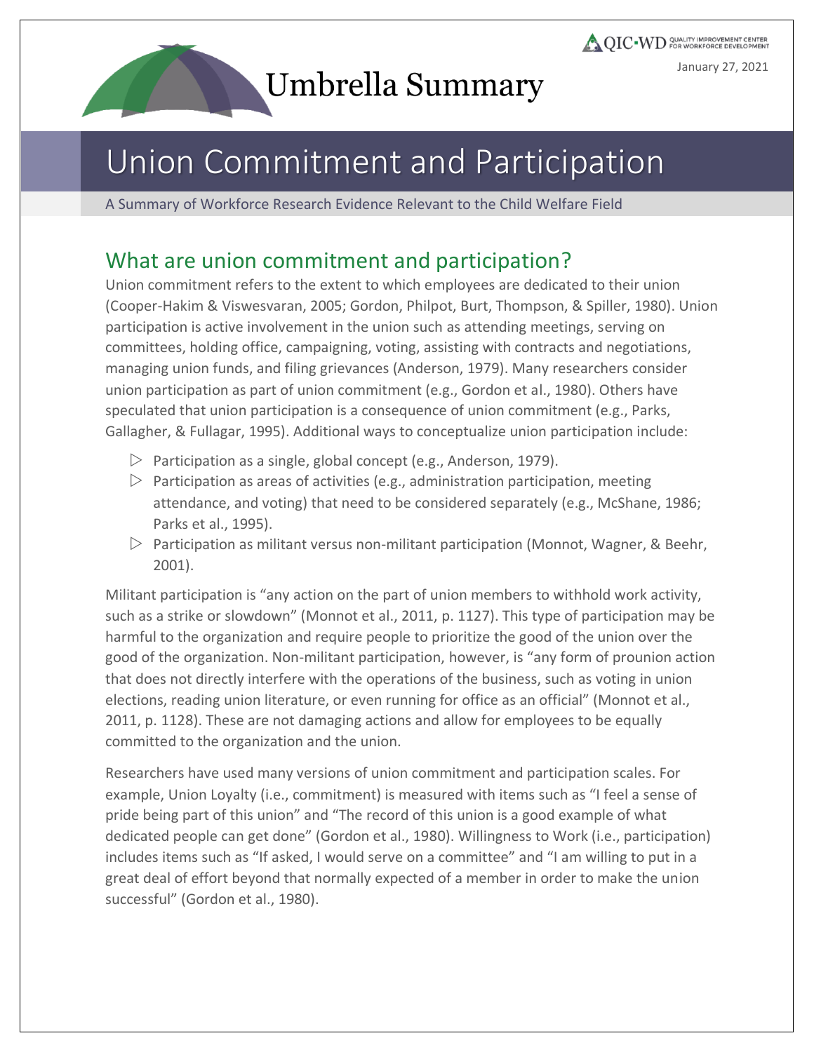Umbrella Summary

January 27, 2021

# Union Commitment and Participation

A Summary of Workforce Research Evidence Relevant to the Child Welfare Field

## What are union commitment and participation?

Union commitment refers to the extent to which employees are dedicated to their union (Cooper-Hakim & Viswesvaran, 2005; Gordon, Philpot, Burt, Thompson, & Spiller, 1980). Union participation is active involvement in the union such as attending meetings, serving on committees, holding office, campaigning, voting, assisting with contracts and negotiations, managing union funds, and filing grievances (Anderson, 1979). Many researchers consider union participation as part of union commitment (e.g., Gordon et al., 1980). Others have speculated that union participation is a consequence of union commitment (e.g., Parks, Gallagher, & Fullagar, 1995). Additional ways to conceptualize union participation include:

- Participation as a single, global concept (e.g., Anderson, 1979).
- Participation as areas of activities (e.g., administration participation, meeting attendance, and voting) that need to be considered separately (e.g., McShane, 1986; Parks et al., 1995).
- Participation as militant versus non-militant participation (Monnot, Wagner, & Beehr, 2001).

Militant participation is "any action on the part of union members to withhold work activity, such as a strike or slowdown" (Monnot et al., 2011, p. 1127). This type of participation may be harmful to the organization and require people to prioritize the good of the union over the good of the organization. Non-militant participation, however, is "any form of prounion action that does not directly interfere with the operations of the business, such as voting in union elections, reading union literature, or even running for office as an official" (Monnot et al., 2011, p. 1128). These are not damaging actions and allow for employees to be equally committed to the organization and the union.

Researchers have used many versions of union commitment and participation scales. For example, Union Loyalty (i.e., commitment) is measured with items such as "I feel a sense of pride being part of this union" and "The record of this union is a good example of what dedicated people can get done" (Gordon et al., 1980). Willingness to Work (i.e., participation) includes items such as "If asked, I would serve on a committee" and "I am willing to put in a great deal of effort beyond that normally expected of a member in order to make the union successful" (Gordon et al., 1980).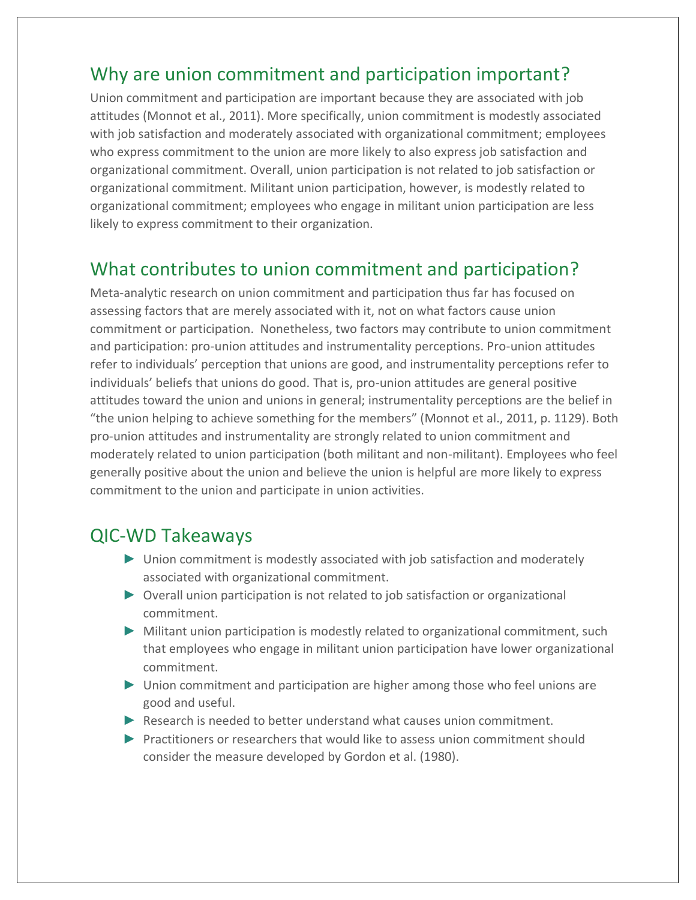## Why are union commitment and participation important?

Union commitment and participation are important because they are associated with job attitudes (Monnot et al., 2011). More specifically, union commitment is modestly associated with job satisfaction and moderately associated with organizational commitment; employees who express commitment to the union are more likely to also express job satisfaction and organizational commitment. Overall, union participation is not related to job satisfaction or organizational commitment. Militant union participation, however, is modestly related to organizational commitment; employees who engage in militant union participation are less likely to express commitment to their organization.

## What contributes to union commitment and participation?

Meta-analytic research on union commitment and participation thus far has focused on assessing factors that are merely associated with it, not on what factors cause union commitment or participation. Nonetheless, two factors may contribute to union commitment and participation: pro-union attitudes and instrumentality perceptions. Pro-union attitudes refer to individuals' perception that unions are good, and instrumentality perceptions refer to individuals' beliefs that unions do good. That is, pro-union attitudes are general positive attitudes toward the union and unions in general; instrumentality perceptions are the belief in "the union helping to achieve something for the members" (Monnot et al., 2011, p. 1129). Both pro-union attitudes and instrumentality are strongly related to union commitment and moderately related to union participation (both militant and non-militant). Employees who feel generally positive about the union and believe the union is helpful are more likely to express commitment to the union and participate in union activities.

## QIC-WD Takeaways

- Union commitment is modestly associated with job satisfaction and moderately associated with organizational commitment.
- Overall union participation is not related to job satisfaction or organizational commitment.
- Militant union participation is modestly related to organizational commitment, such that employees who engage in militant union participation have lower organizational commitment.
- Union commitment and participation are higher among those who feel unions are good and useful.
- Research is needed to better understand what causes union commitment.
- Practitioners or researchers that would like to assess union commitment should consider the measure developed by Gordon et al. (1980).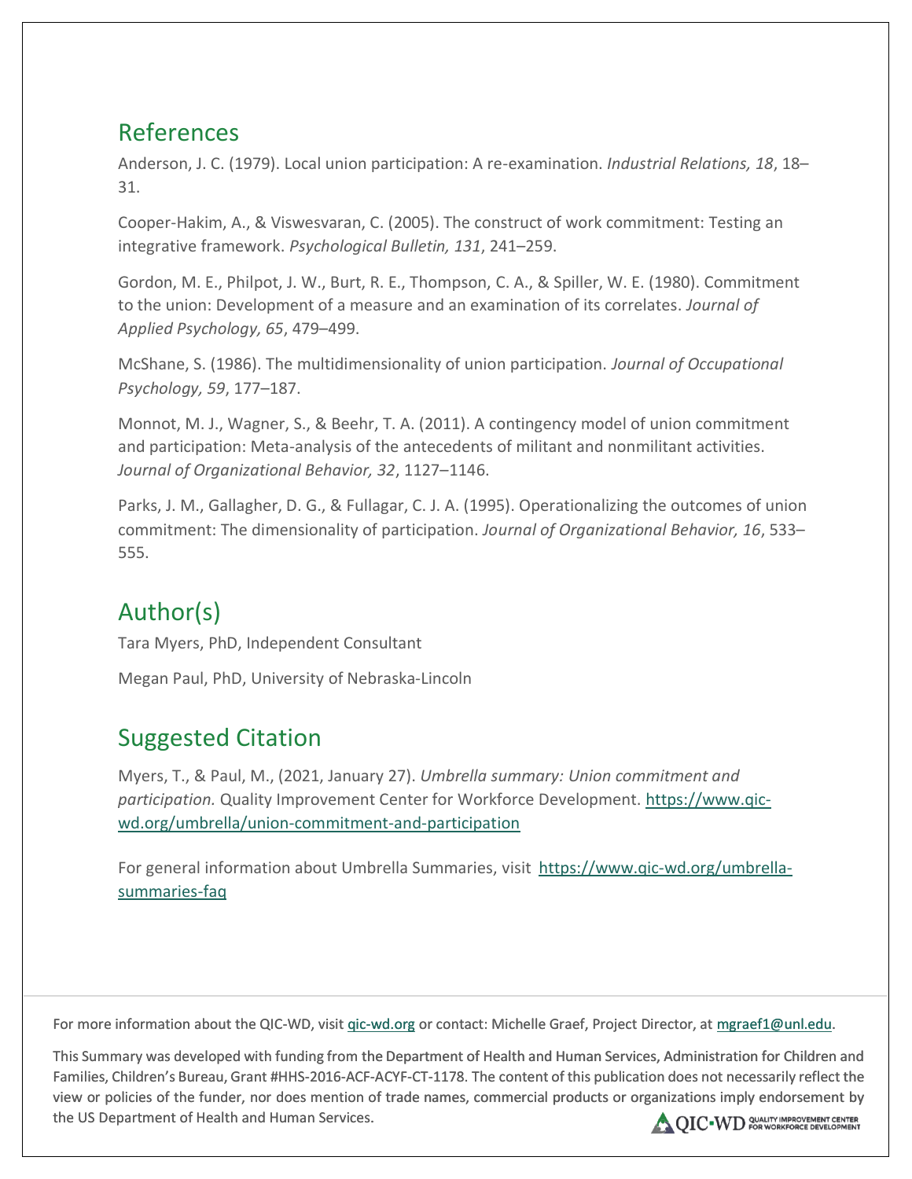## References

Anderson, J. C. (1979). Local union participation: A re-examination. *Industrial Relations, 18*, 18–31.

Cooper-Hakim, A., & Viswesvaran, C. (2005). The construct of work commitment: Testing an integrative framework. *Psychological Bulletin, 131*, 241–259.

Gordon, M. E., Philpot, J. W., Burt, R. E., Thompson, C. A., & Spiller, W. E. (1980). Commitment to the union: Development of a measure and an examination of its correlates. *Journal of Applied Psychology, 65*, 479–499.

McShane, S. (1986). The multidimensionality of union participation. *Journal of Occupational Psychology, 59*, 177–187.

Monnot, M. J., Wagner, S., & Beehr, T. A. (2011). A contingency model of union commitment and participation: Meta-analysis of the antecedents of militant and nonmilitant activities. *Journal of Organizational Behavior, 32*, 1127–1146.

Parks, J. M., Gallagher, D. G., & Fullagar, C. J. A. (1995). Operationalizing the outcomes of union commitment: The dimensionality of participation. *Journal of Organizational Behavior, 16*, 533–555.

## Author(s)

Tara Myers, PhD, Independent Consultant

Megan Paul, PhD, University of Nebraska-Lincoln

## Suggested Citation

Myers, T., & Paul, M., (2021, January 27). *Umbrella summary: Union commitment and participation.* Quality Improvement Center for Workforce Development. https://www.qic-wd.org/umbrella/union-commitment-and-participation

For general information about Umbrella Summaries, visit https://www.qic-wd.org/umbrella-summaries-faq

For more information about the QIC-WD, visit qic-wd.org or contact: Michelle Graef, Project Director, at mgraef1@unl.edu.

This Summary was developed with funding from the Department of Health and Human Services, Administration for Children and Families, Children's Bureau, Grant #HHS-2016-ACF-ACYF-CT-1178. The content of this publication does not necessarily reflect the view or policies of the funder, nor does mention of trade names, commercial products or organizations imply endorsement by the US Department of Health and Human Services.

QIC-WD QUALITY IMPROVEMENT CENTER FOR WORKFORCE DEVELOPMENT